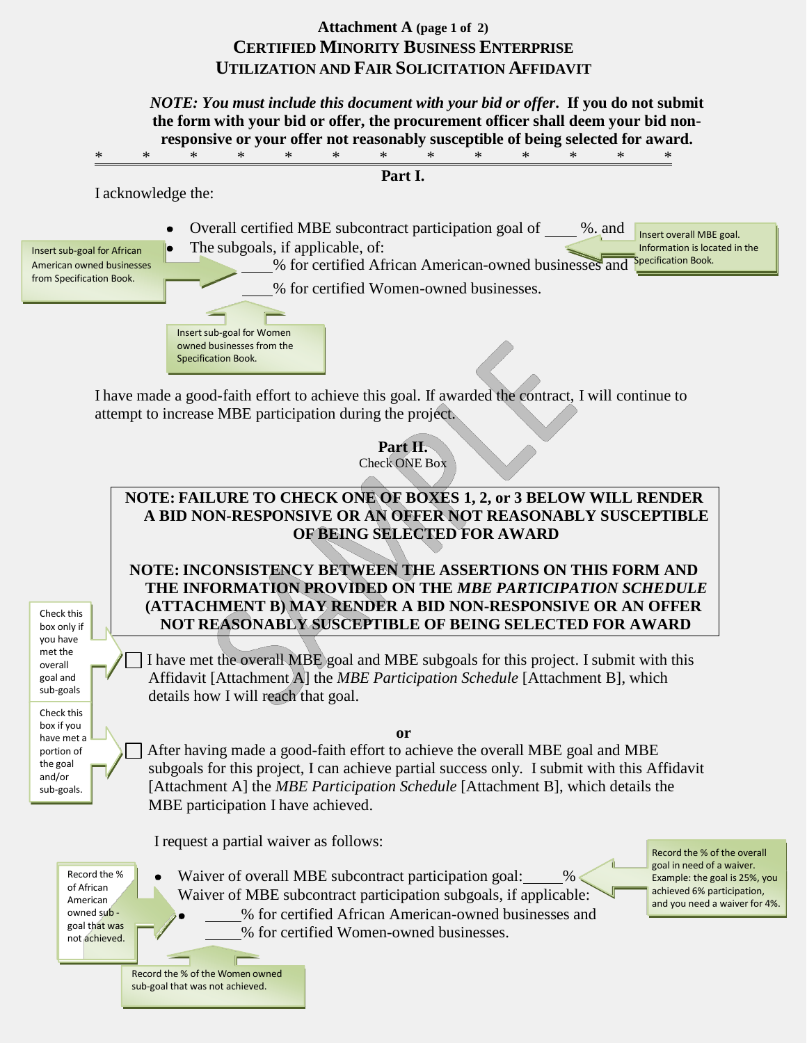# Attachment A (page 1 of 2)

## CERTIFIED MINORITY BUSINESS ENTERPRISE UTILIZATION AND FAIR SOLICITATION AFFIDAVIT

***NOTE: You must include this document with your bid or offer*. If you do not submit the form with your bid or offer, the procurement officer shall deem your bid non-responsive or your offer not reasonably susceptible of being selected for award.**

\* \* \* \* \* \* \* \* \* \* \* \* \*

### Part I.

I acknowledge the:

- Overall certified MBE subcontract participation goal of ____ %. and
- The subgoals, if applicable, of:

  ____% for certified African American-owned businesses and

  ____% for certified Women-owned businesses.

Insert overall MBE goal. Information is located in the Specification Book.

Insert sub-goal for African American owned businesses from Specification Book.

Insert sub-goal for Women owned businesses from the Specification Book.

I have made a good-faith effort to achieve this goal. If awarded the contract, I will continue to attempt to increase MBE participation during the project.

### Part II.

Check ONE Box

**NOTE: FAILURE TO CHECK ONE OF BOXES 1, 2, or 3 BELOW WILL RENDER A BID NON-RESPONSIVE OR AN OFFER NOT REASONABLY SUSCEPTIBLE OF BEING SELECTED FOR AWARD**

**NOTE: INCONSISTENCY BETWEEN THE ASSERTIONS ON THIS FORM AND THE INFORMATION PROVIDED ON THE *MBE PARTICIPATION SCHEDULE* (ATTACHMENT B) MAY RENDER A BID NON-RESPONSIVE OR AN OFFER NOT REASONABLY SUSCEPTIBLE OF BEING SELECTED FOR AWARD**

Check this box only if you have met the overall goal and sub-goals

☐ I have met the overall MBE goal and MBE subgoals for this project. I submit with this Affidavit [Attachment A] the *MBE Participation Schedule* [Attachment B], which details how I will reach that goal.

**or**

Check this box if you have met a portion of the goal and/or sub-goals.

☐ After having made a good-faith effort to achieve the overall MBE goal and MBE subgoals for this project, I can achieve partial success only. I submit with this Affidavit [Attachment A] the *MBE Participation Schedule* [Attachment B], which details the MBE participation I have achieved.

I request a partial waiver as follows:

- Waiver of overall MBE subcontract participation goal:_____%
  Waiver of MBE subcontract participation subgoals, if applicable:
- _____% for certified African American-owned businesses and
  _____% for certified Women-owned businesses.

Record the % of the overall goal in need of a waiver. Example: the goal is 25%, you achieved 6% participation, and you need a waiver for 4%.

Record the % of African American owned sub-goal that was not achieved.

Record the % of the Women owned sub-goal that was not achieved.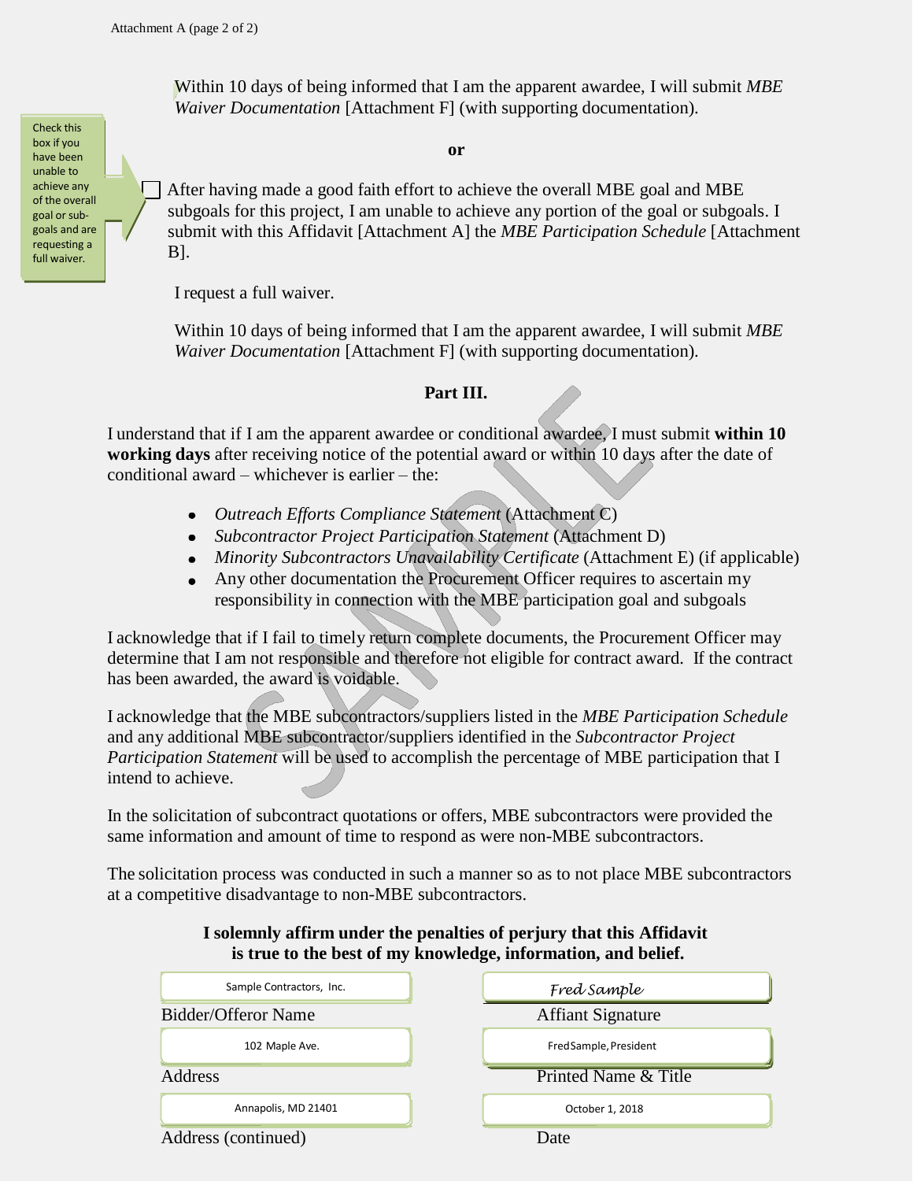Within 10 days of being informed that I am the apparent awardee, I will submit *MBE Waiver Documentation* [Attachment F] (with supporting documentation).

**or**

Check this box if you have been unable to achieve any of the overall goal or sub-goals and are requesting a full waiver.

☐ After having made a good faith effort to achieve the overall MBE goal and MBE subgoals for this project, I am unable to achieve any portion of the goal or subgoals. I submit with this Affidavit [Attachment A] the *MBE Participation Schedule* [Attachment B].

I request a full waiver.

Within 10 days of being informed that I am the apparent awardee, I will submit *MBE Waiver Documentation* [Attachment F] (with supporting documentation).

**Part III.**

I understand that if I am the apparent awardee or conditional awardee, I must submit **within 10 working days** after receiving notice of the potential award or within 10 days after the date of conditional award – whichever is earlier – the:

- *Outreach Efforts Compliance Statement* (Attachment C)
- *Subcontractor Project Participation Statement* (Attachment D)
- *Minority Subcontractors Unavailability Certificate* (Attachment E) (if applicable)
- Any other documentation the Procurement Officer requires to ascertain my responsibility in connection with the MBE participation goal and subgoals

I acknowledge that if I fail to timely return complete documents, the Procurement Officer may determine that I am not responsible and therefore not eligible for contract award. If the contract has been awarded, the award is voidable.

I acknowledge that the MBE subcontractors/suppliers listed in the *MBE Participation Schedule* and any additional MBE subcontractor/suppliers identified in the *Subcontractor Project Participation Statement* will be used to accomplish the percentage of MBE participation that I intend to achieve.

In the solicitation of subcontract quotations or offers, MBE subcontractors were provided the same information and amount of time to respond as were non-MBE subcontractors.

The solicitation process was conducted in such a manner so as to not place MBE subcontractors at a competitive disadvantage to non-MBE subcontractors.

**I solemnly affirm under the penalties of perjury that this Affidavit is true to the best of my knowledge, information, and belief.**

| | |
|---|---|
| Sample Contractors, Inc. | *Fred Sample* |
| Bidder/Offeror Name | Affiant Signature |
| 102 Maple Ave. | Fred Sample, President |
| Address | Printed Name & Title |
| Annapolis, MD 21401 | October 1, 2018 |
| Address (continued) | Date |